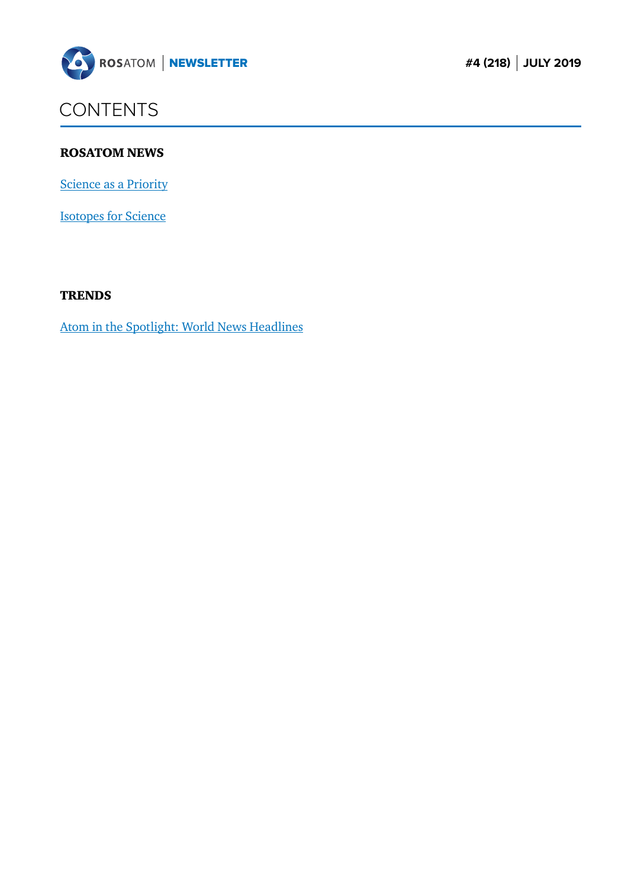ROSATOM | NEWSLETTER

#4 (218) | JULY 2019

# CONTENTS

## ROSATOM NEWS

Science as a Priority

Isotopes for Science

## TRENDS

Atom in the Spotlight: World News Headlines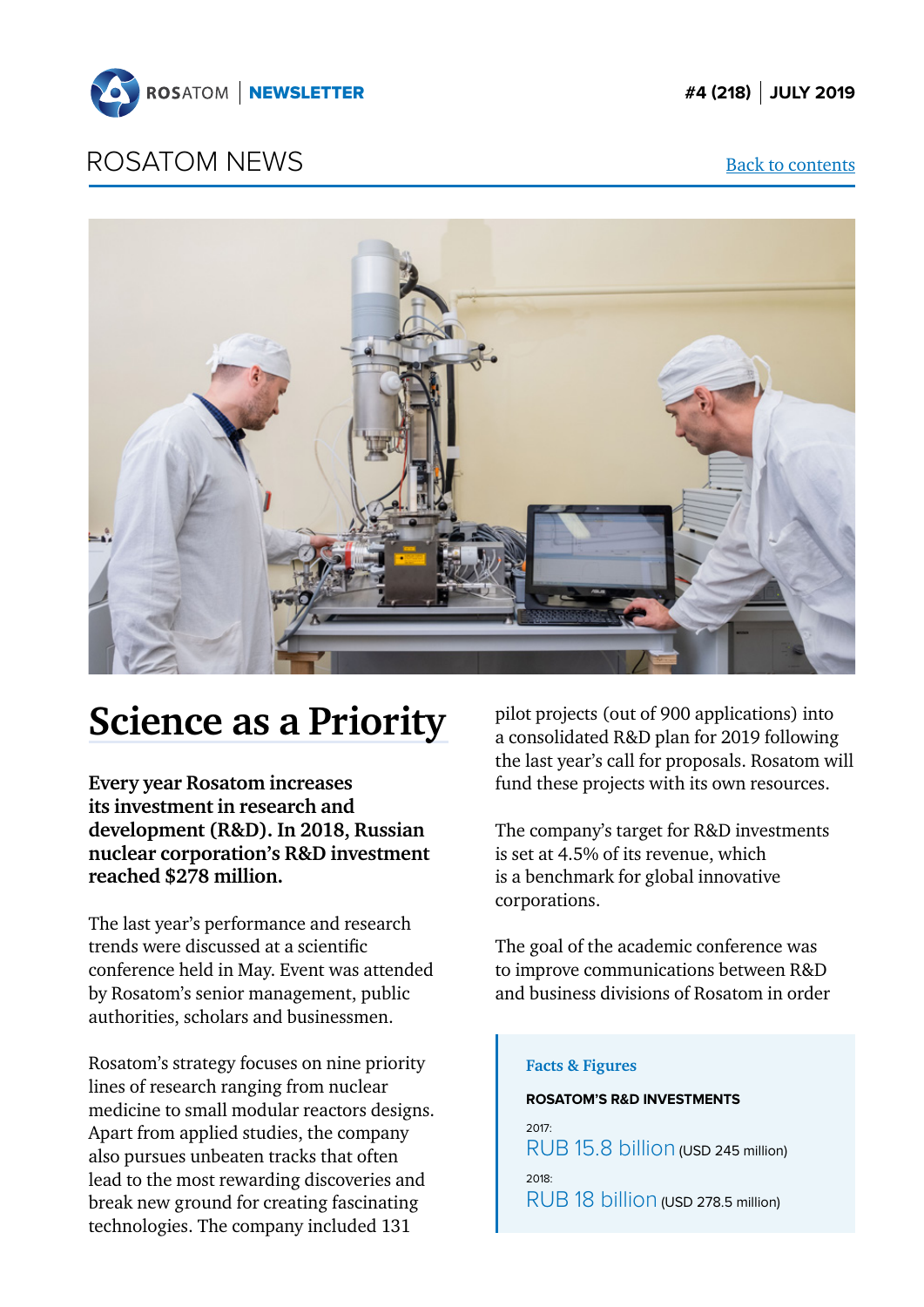## ROSATOM NEWS

Back to contents

# Science as a Priority

**Every year Rosatom increases its investment in research and development (R&D). In 2018, Russian nuclear corporation's R&D investment reached $278 million.**

The last year's performance and research trends were discussed at a scientific conference held in May. Event was attended by Rosatom's senior management, public authorities, scholars and businessmen.

Rosatom's strategy focuses on nine priority lines of research ranging from nuclear medicine to small modular reactors designs. Apart from applied studies, the company also pursues unbeaten tracks that often lead to the most rewarding discoveries and break new ground for creating fascinating technologies. The company included 131 pilot projects (out of 900 applications) into a consolidated R&D plan for 2019 following the last year's call for proposals. Rosatom will fund these projects with its own resources.

The company's target for R&D investments is set at 4.5% of its revenue, which is a benchmark for global innovative corporations.

The goal of the academic conference was to improve communications between R&D and business divisions of Rosatom in order

> **Facts & Figures**
>
> **ROSATOM'S R&D INVESTMENTS**
>
> 2017:
> RUB 15.8 billion (USD 245 million)
>
> 2018:
> RUB 18 billion (USD 278.5 million)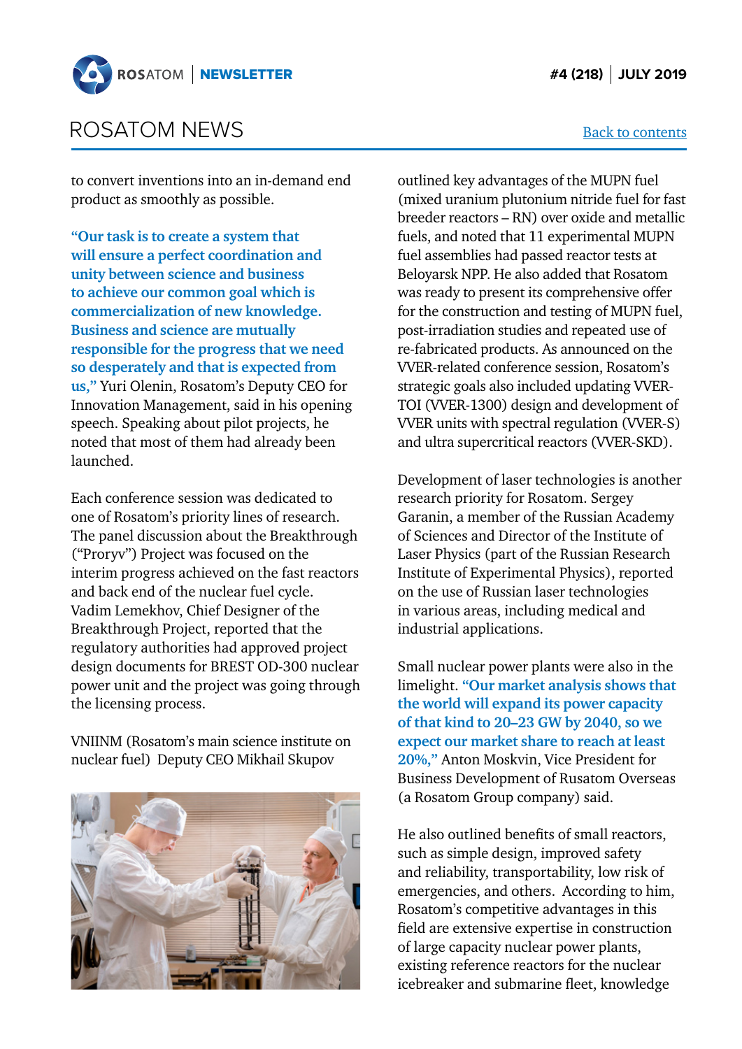# ROSATOM NEWS

to convert inventions into an in-demand end product as smoothly as possible.

**"Our task is to create a system that will ensure a perfect coordination and unity between science and business to achieve our common goal which is commercialization of new knowledge. Business and science are mutually responsible for the progress that we need so desperately and that is expected from us,"** Yuri Olenin, Rosatom's Deputy CEO for Innovation Management, said in his opening speech. Speaking about pilot projects, he noted that most of them had already been launched.

Each conference session was dedicated to one of Rosatom's priority lines of research. The panel discussion about the Breakthrough ("Proryv") Project was focused on the interim progress achieved on the fast reactors and back end of the nuclear fuel cycle. Vadim Lemekhov, Chief Designer of the Breakthrough Project, reported that the regulatory authorities had approved project design documents for BREST OD-300 nuclear power unit and the project was going through the licensing process.

VNIINM (Rosatom's main science institute on nuclear fuel) Deputy CEO Mikhail Skupov outlined key advantages of the MUPN fuel (mixed uranium plutonium nitride fuel for fast breeder reactors – RN) over oxide and metallic fuels, and noted that 11 experimental MUPN fuel assemblies had passed reactor tests at Beloyarsk NPP. He also added that Rosatom was ready to present its comprehensive offer for the construction and testing of MUPN fuel, post-irradiation studies and repeated use of re-fabricated products. As announced on the VVER-related conference session, Rosatom's strategic goals also included updating VVER-TOI (VVER-1300) design and development of VVER units with spectral regulation (VVER-S) and ultra supercritical reactors (VVER-SKD).

Development of laser technologies is another research priority for Rosatom. Sergey Garanin, a member of the Russian Academy of Sciences and Director of the Institute of Laser Physics (part of the Russian Research Institute of Experimental Physics), reported on the use of Russian laser technologies in various areas, including medical and industrial applications.

Small nuclear power plants were also in the limelight. **"Our market analysis shows that the world will expand its power capacity of that kind to 20–23 GW by 2040, so we expect our market share to reach at least 20%,"** Anton Moskvin, Vice President for Business Development of Rusatom Overseas (a Rosatom Group company) said.

He also outlined benefits of small reactors, such as simple design, improved safety and reliability, transportability, low risk of emergencies, and others. According to him, Rosatom's competitive advantages in this field are extensive expertise in construction of large capacity nuclear power plants, existing reference reactors for the nuclear icebreaker and submarine fleet, knowledge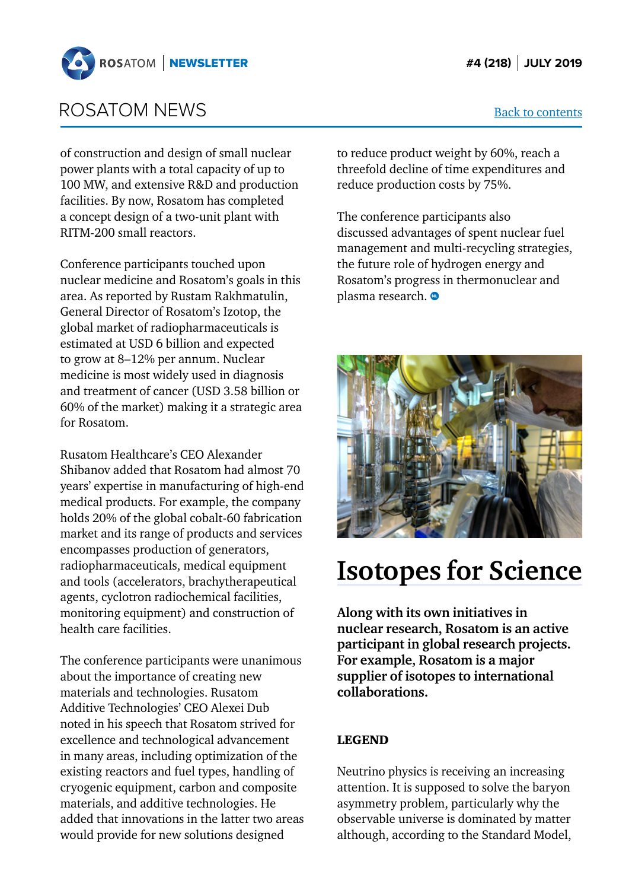## ROSATOM NEWS

of construction and design of small nuclear power plants with a total capacity of up to 100 MW, and extensive R&D and production facilities. By now, Rosatom has completed a concept design of a two-unit plant with RITM-200 small reactors.

Conference participants touched upon nuclear medicine and Rosatom's goals in this area. As reported by Rustam Rakhmatulin, General Director of Rosatom's Izotop, the global market of radiopharmaceuticals is estimated at USD 6 billion and expected to grow at 8–12% per annum. Nuclear medicine is most widely used in diagnosis and treatment of cancer (USD 3.58 billion or 60% of the market) making it a strategic area for Rosatom.

Rusatom Healthcare's CEO Alexander Shibanov added that Rosatom had almost 70 years' expertise in manufacturing of high-end medical products. For example, the company holds 20% of the global cobalt-60 fabrication market and its range of products and services encompasses production of generators, radiopharmaceuticals, medical equipment and tools (accelerators, brachytherapeutical agents, cyclotron radiochemical facilities, monitoring equipment) and construction of health care facilities.

The conference participants were unanimous about the importance of creating new materials and technologies. Rusatom Additive Technologies' CEO Alexei Dub noted in his speech that Rosatom strived for excellence and technological advancement in many areas, including optimization of the existing reactors and fuel types, handling of cryogenic equipment, carbon and composite materials, and additive technologies. He added that innovations in the latter two areas would provide for new solutions designed to reduce product weight by 60%, reach a threefold decline of time expenditures and reduce production costs by 75%.

The conference participants also discussed advantages of spent nuclear fuel management and multi-recycling strategies, the future role of hydrogen energy and Rosatom's progress in thermonuclear and plasma research.

# Isotopes for Science

**Along with its own initiatives in nuclear research, Rosatom is an active participant in global research projects. For example, Rosatom is a major supplier of isotopes to international collaborations.**

**LEGEND**

Neutrino physics is receiving an increasing attention. It is supposed to solve the baryon asymmetry problem, particularly why the observable universe is dominated by matter although, according to the Standard Model,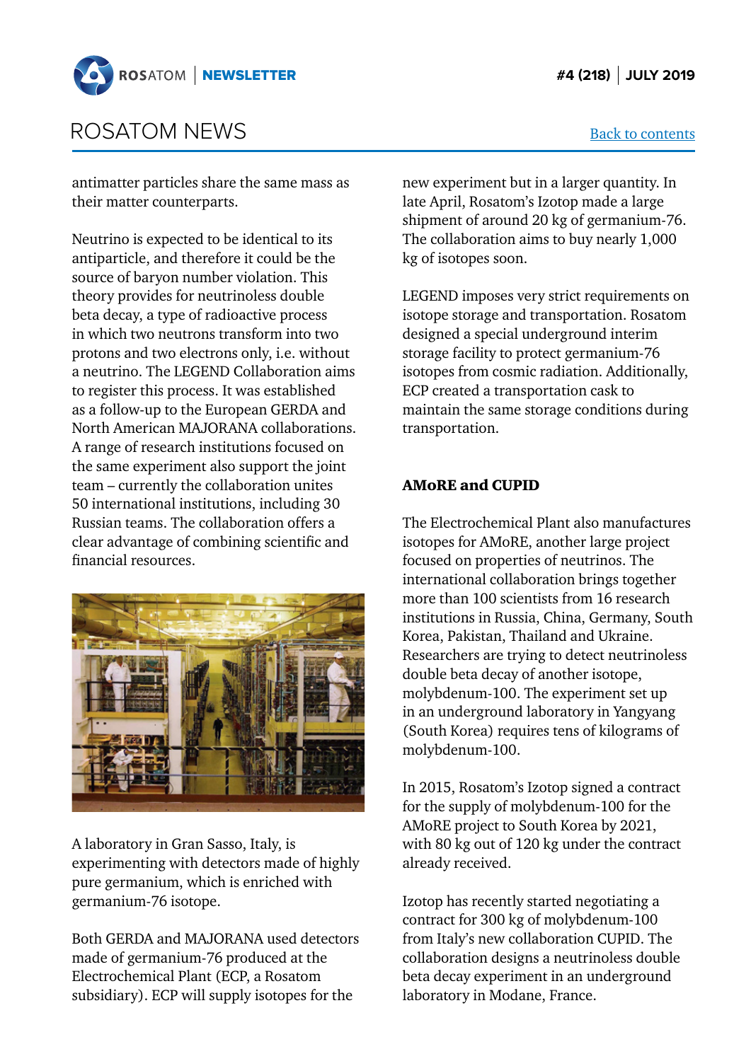antimatter particles share the same mass as their matter counterparts.

Neutrino is expected to be identical to its antiparticle, and therefore it could be the source of baryon number violation. This theory provides for neutrinoless double beta decay, a type of radioactive process in which two neutrons transform into two protons and two electrons only, i.e. without a neutrino. The LEGEND Collaboration aims to register this process. It was established as a follow-up to the European GERDA and North American MAJORANA collaborations. A range of research institutions focused on the same experiment also support the joint team – currently the collaboration unites 50 international institutions, including 30 Russian teams. The collaboration offers a clear advantage of combining scientific and financial resources.

A laboratory in Gran Sasso, Italy, is experimenting with detectors made of highly pure germanium, which is enriched with germanium-76 isotope.

Both GERDA and MAJORANA used detectors made of germanium-76 produced at the Electrochemical Plant (ECP, a Rosatom subsidiary). ECP will supply isotopes for the new experiment but in a larger quantity. In late April, Rosatom's Izotop made a large shipment of around 20 kg of germanium-76. The collaboration aims to buy nearly 1,000 kg of isotopes soon.

LEGEND imposes very strict requirements on isotope storage and transportation. Rosatom designed a special underground interim storage facility to protect germanium-76 isotopes from cosmic radiation. Additionally, ECP created a transportation cask to maintain the same storage conditions during transportation.

### AMoRE and CUPID

The Electrochemical Plant also manufactures isotopes for AMoRE, another large project focused on properties of neutrinos. The international collaboration brings together more than 100 scientists from 16 research institutions in Russia, China, Germany, South Korea, Pakistan, Thailand and Ukraine. Researchers are trying to detect neutrinoless double beta decay of another isotope, molybdenum-100. The experiment set up in an underground laboratory in Yangyang (South Korea) requires tens of kilograms of molybdenum-100.

In 2015, Rosatom's Izotop signed a contract for the supply of molybdenum-100 for the AMoRE project to South Korea by 2021, with 80 kg out of 120 kg under the contract already received.

Izotop has recently started negotiating a contract for 300 kg of molybdenum-100 from Italy's new collaboration CUPID. The collaboration designs a neutrinoless double beta decay experiment in an underground laboratory in Modane, France.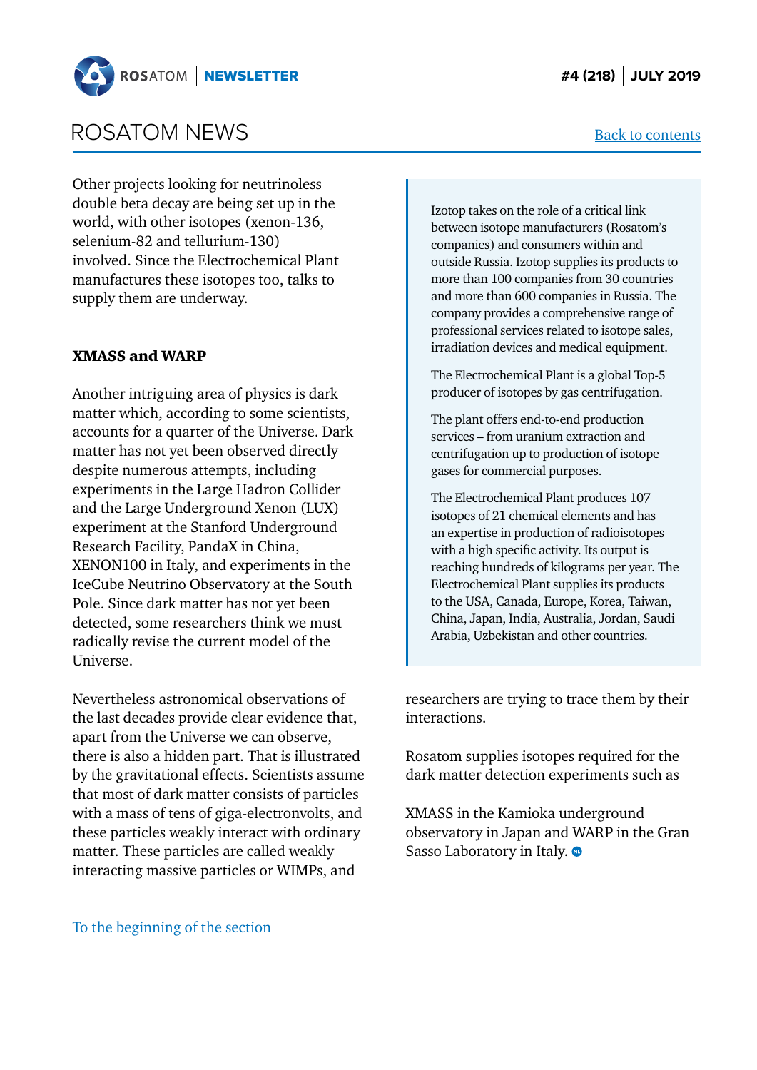## ROSATOM NEWS

[Back to contents]

Other projects looking for neutrinoless double beta decay are being set up in the world, with other isotopes (xenon-136, selenium-82 and tellurium-130) involved. Since the Electrochemical Plant manufactures these isotopes too, talks to supply them are underway.

### XMASS and WARP

Another intriguing area of physics is dark matter which, according to some scientists, accounts for a quarter of the Universe. Dark matter has not yet been observed directly despite numerous attempts, including experiments in the Large Hadron Collider and the Large Underground Xenon (LUX) experiment at the Stanford Underground Research Facility, PandaX in China, XENON100 in Italy, and experiments in the IceCube Neutrino Observatory at the South Pole. Since dark matter has not yet been detected, some researchers think we must radically revise the current model of the Universe.

Nevertheless astronomical observations of the last decades provide clear evidence that, apart from the Universe we can observe, there is also a hidden part. That is illustrated by the gravitational effects. Scientists assume that most of dark matter consists of particles with a mass of tens of giga-electronvolts, and these particles weakly interact with ordinary matter. These particles are called weakly interacting massive particles or WIMPs, and researchers are trying to trace them by their interactions.

Rosatom supplies isotopes required for the dark matter detection experiments such as XMASS in the Kamioka underground observatory in Japan and WARP in the Gran Sasso Laboratory in Italy.

> Izotop takes on the role of a critical link between isotope manufacturers (Rosatom's companies) and consumers within and outside Russia. Izotop supplies its products to more than 100 companies from 30 countries and more than 600 companies in Russia. The company provides a comprehensive range of professional services related to isotope sales, irradiation devices and medical equipment.
>
> The Electrochemical Plant is a global Top-5 producer of isotopes by gas centrifugation.
>
> The plant offers end-to-end production services – from uranium extraction and centrifugation up to production of isotope gases for commercial purposes.
>
> The Electrochemical Plant produces 107 isotopes of 21 chemical elements and has an expertise in production of radioisotopes with a high specific activity. Its output is reaching hundreds of kilograms per year. The Electrochemical Plant supplies its products to the USA, Canada, Europe, Korea, Taiwan, China, Japan, India, Australia, Jordan, Saudi Arabia, Uzbekistan and other countries.

[To the beginning of the section]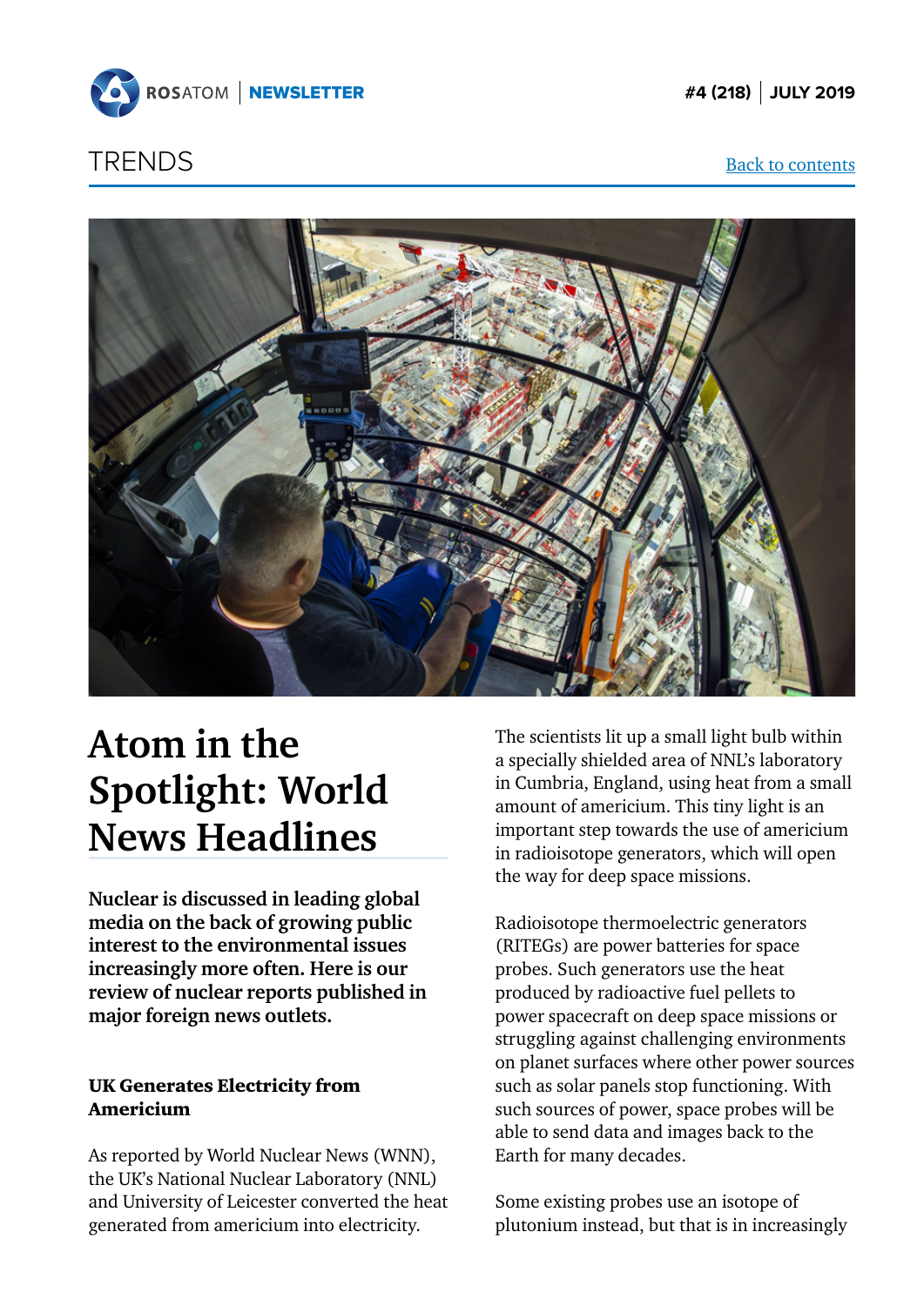# TRENDS

[Back to contents]

## Atom in the Spotlight: World News Headlines

**Nuclear is discussed in leading global media on the back of growing public interest to the environmental issues increasingly more often. Here is our review of nuclear reports published in major foreign news outlets.**

### UK Generates Electricity from Americium

As reported by World Nuclear News (WNN), the UK's National Nuclear Laboratory (NNL) and University of Leicester converted the heat generated from americium into electricity.

The scientists lit up a small light bulb within a specially shielded area of NNL's laboratory in Cumbria, England, using heat from a small amount of americium. This tiny light is an important step towards the use of americium in radioisotope generators, which will open the way for deep space missions.

Radioisotope thermoelectric generators (RITEGs) are power batteries for space probes. Such generators use the heat produced by radioactive fuel pellets to power spacecraft on deep space missions or struggling against challenging environments on planet surfaces where other power sources such as solar panels stop functioning. With such sources of power, space probes will be able to send data and images back to the Earth for many decades.

Some existing probes use an isotope of plutonium instead, but that is in increasingly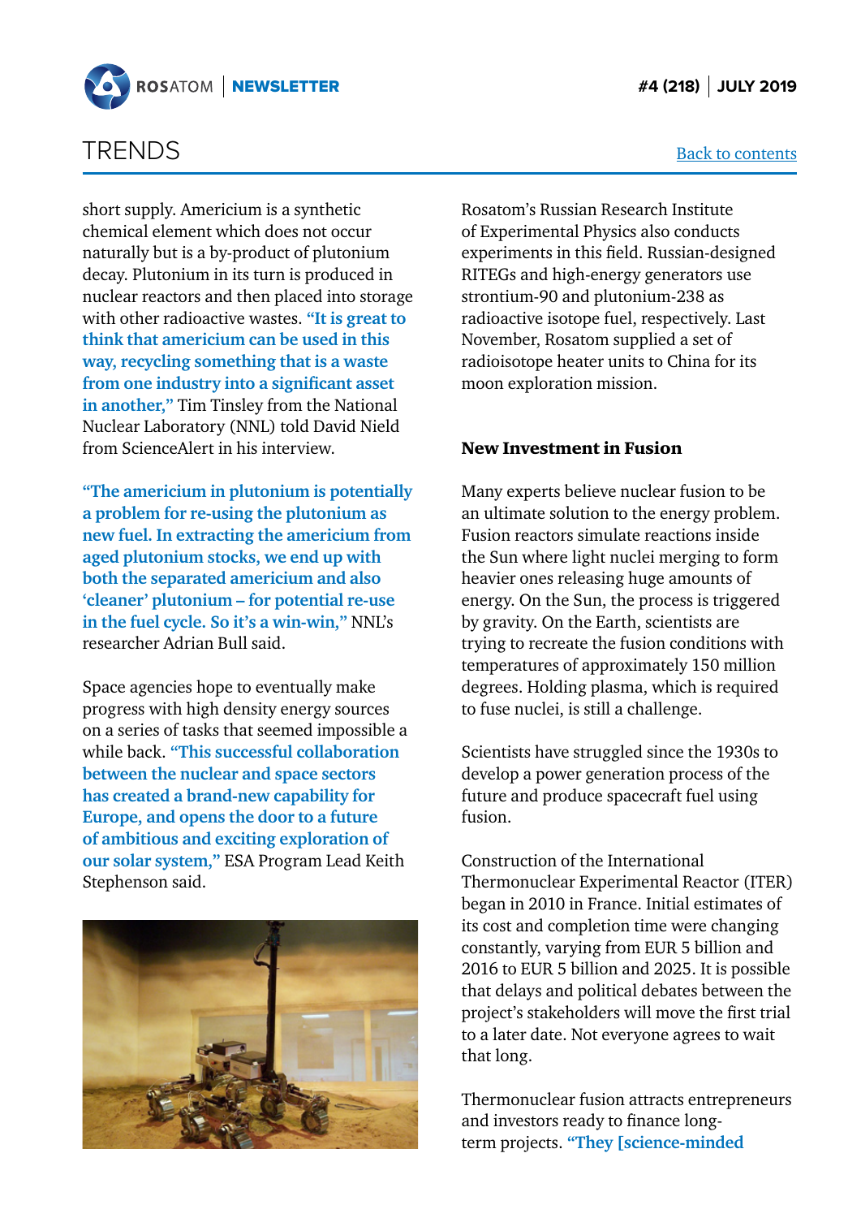## TRENDS

Back to contents

short supply. Americium is a synthetic chemical element which does not occur naturally but is a by-product of plutonium decay. Plutonium in its turn is produced in nuclear reactors and then placed into storage with other radioactive wastes. **"It is great to think that americium can be used in this way, recycling something that is a waste from one industry into a significant asset in another,"** Tim Tinsley from the National Nuclear Laboratory (NNL) told David Nield from ScienceAlert in his interview.

**"The americium in plutonium is potentially a problem for re-using the plutonium as new fuel. In extracting the americium from aged plutonium stocks, we end up with both the separated americium and also 'cleaner' plutonium – for potential re-use in the fuel cycle. So it's a win-win,"** NNL's researcher Adrian Bull said.

Space agencies hope to eventually make progress with high density energy sources on a series of tasks that seemed impossible a while back. **"This successful collaboration between the nuclear and space sectors has created a brand-new capability for Europe, and opens the door to a future of ambitious and exciting exploration of our solar system,"** ESA Program Lead Keith Stephenson said.

Rosatom's Russian Research Institute of Experimental Physics also conducts experiments in this field. Russian-designed RITEGs and high-energy generators use strontium-90 and plutonium-238 as radioactive isotope fuel, respectively. Last November, Rosatom supplied a set of radioisotope heater units to China for its moon exploration mission.

### New Investment in Fusion

Many experts believe nuclear fusion to be an ultimate solution to the energy problem. Fusion reactors simulate reactions inside the Sun where light nuclei merging to form heavier ones releasing huge amounts of energy. On the Sun, the process is triggered by gravity. On the Earth, scientists are trying to recreate the fusion conditions with temperatures of approximately 150 million degrees. Holding plasma, which is required to fuse nuclei, is still a challenge.

Scientists have struggled since the 1930s to develop a power generation process of the future and produce spacecraft fuel using fusion.

Construction of the International Thermonuclear Experimental Reactor (ITER) began in 2010 in France. Initial estimates of its cost and completion time were changing constantly, varying from EUR 5 billion and 2016 to EUR 5 billion and 2025. It is possible that delays and political debates between the project's stakeholders will move the first trial to a later date. Not everyone agrees to wait that long.

Thermonuclear fusion attracts entrepreneurs and investors ready to finance long-term projects. **"They [science-minded**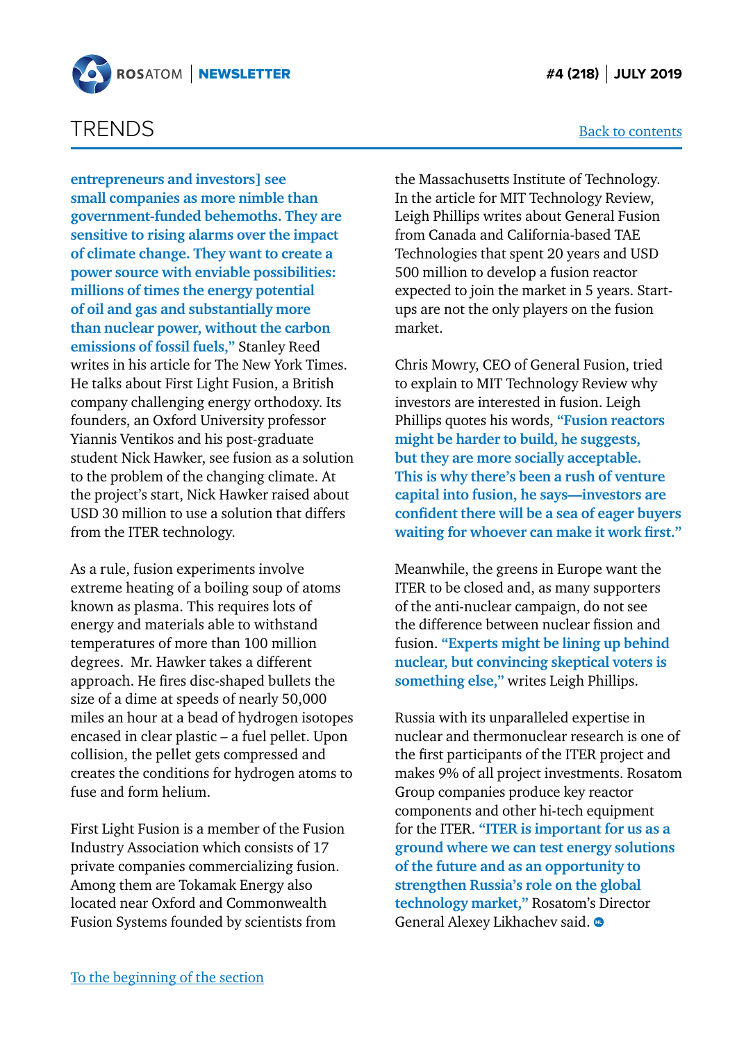## TRENDS

Back to contents

**entrepreneurs and investors] see small companies as more nimble than government-funded behemoths. They are sensitive to rising alarms over the impact of climate change. They want to create a power source with enviable possibilities: millions of times the energy potential of oil and gas and substantially more than nuclear power, without the carbon emissions of fossil fuels,"** Stanley Reed writes in his article for The New York Times. He talks about First Light Fusion, a British company challenging energy orthodoxy. Its founders, an Oxford University professor Yiannis Ventikos and his post-graduate student Nick Hawker, see fusion as a solution to the problem of the changing climate. At the project's start, Nick Hawker raised about USD 30 million to use a solution that differs from the ITER technology.

As a rule, fusion experiments involve extreme heating of a boiling soup of atoms known as plasma. This requires lots of energy and materials able to withstand temperatures of more than 100 million degrees. Mr. Hawker takes a different approach. He fires disc-shaped bullets the size of a dime at speeds of nearly 50,000 miles an hour at a bead of hydrogen isotopes encased in clear plastic – a fuel pellet. Upon collision, the pellet gets compressed and creates the conditions for hydrogen atoms to fuse and form helium.

First Light Fusion is a member of the Fusion Industry Association which consists of 17 private companies commercializing fusion. Among them are Tokamak Energy also located near Oxford and Commonwealth Fusion Systems founded by scientists from the Massachusetts Institute of Technology. In the article for MIT Technology Review, Leigh Phillips writes about General Fusion from Canada and California-based TAE Technologies that spent 20 years and USD 500 million to develop a fusion reactor expected to join the market in 5 years. Start-ups are not the only players on the fusion market.

Chris Mowry, CEO of General Fusion, tried to explain to MIT Technology Review why investors are interested in fusion. Leigh Phillips quotes his words, **"Fusion reactors might be harder to build, he suggests, but they are more socially acceptable. This is why there's been a rush of venture capital into fusion, he says—investors are confident there will be a sea of eager buyers waiting for whoever can make it work first."**

Meanwhile, the greens in Europe want the ITER to be closed and, as many supporters of the anti-nuclear campaign, do not see the difference between nuclear fission and fusion. **"Experts might be lining up behind nuclear, but convincing skeptical voters is something else,"** writes Leigh Phillips.

Russia with its unparalleled expertise in nuclear and thermonuclear research is one of the first participants of the ITER project and makes 9% of all project investments. Rosatom Group companies produce key reactor components and other hi-tech equipment for the ITER. **"ITER is important for us as a ground where we can test energy solutions of the future and as an opportunity to strengthen Russia's role on the global technology market,"** Rosatom's Director General Alexey Likhachev said.

To the beginning of the section